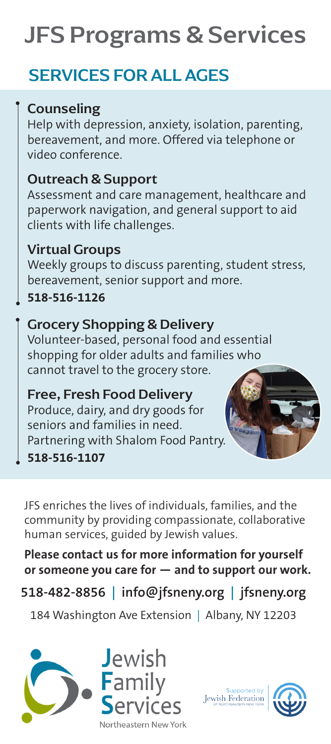# JFS Programs & Services

## SERVICES FOR ALL AGES

### Counseling

Help with depression, anxiety, isolation, parenting, bereavement, and more. Offered via telephone or video conference.

### Outreach & Support

Assessment and care management, healthcare and paperwork navigation, and general support to aid clients with life challenges.

### Virtual Groups

Weekly groups to discuss parenting, student stress, bereavement, senior support and more.

**518-516-1126**

### Grocery Shopping & Delivery

Volunteer-based, personal food and essential shopping for older adults and families who cannot travel to the grocery store.

### Free, Fresh Food Delivery

Produce, dairy, and dry goods for seniors and families in need. Partnering with Shalom Food Pantry.

**518-516-1107**

JFS enriches the lives of individuals, families, and the community by providing compassionate, collaborative human services, guided by Jewish values.

**Please contact us for more information for yourself or someone you care for — and to support our work.**

**518-482-8856 | info@jfsneny.org | jfsneny.org**

184 Washington Ave Extension | Albany, NY 12203

Jewish Family Services Northeastern New York

Supported by Jewish Federation of Northeastern New York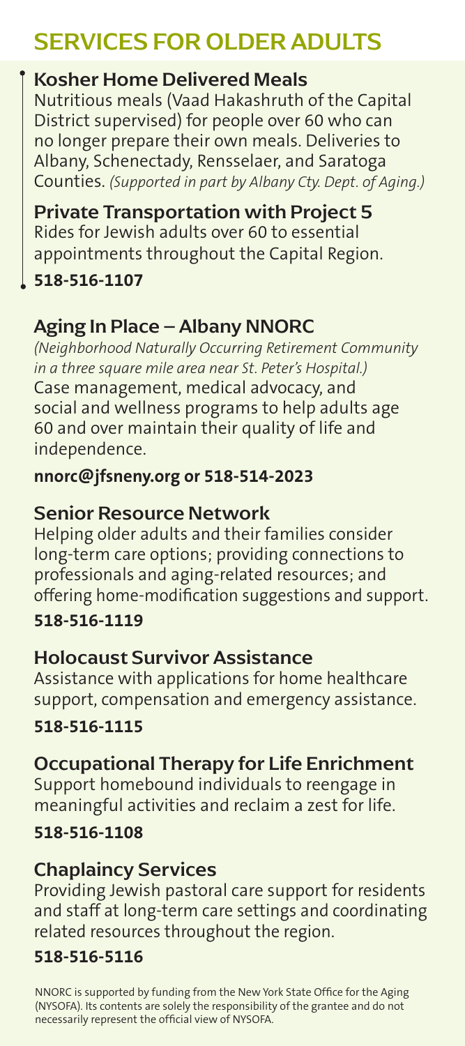# SERVICES FOR OLDER ADULTS

## Kosher Home Delivered Meals

Nutritious meals (Vaad Hakashruth of the Capital District supervised) for people over 60 who can no longer prepare their own meals. Deliveries to Albany, Schenectady, Rensselaer, and Saratoga Counties. *(Supported in part by Albany Cty. Dept. of Aging.)*

## Private Transportation with Project 5

Rides for Jewish adults over 60 to essential appointments throughout the Capital Region.

**518-516-1107**

## Aging In Place – Albany NNORC

*(Neighborhood Naturally Occurring Retirement Community in a three square mile area near St. Peter's Hospital.)*
Case management, medical advocacy, and social and wellness programs to help adults age 60 and over maintain their quality of life and independence.

**nnorc@jfsneny.org or 518-514-2023**

## Senior Resource Network

Helping older adults and their families consider long-term care options; providing connections to professionals and aging-related resources; and offering home-modification suggestions and support.

**518-516-1119**

## Holocaust Survivor Assistance

Assistance with applications for home healthcare support, compensation and emergency assistance.

**518-516-1115**

## Occupational Therapy for Life Enrichment

Support homebound individuals to reengage in meaningful activities and reclaim a zest for life.

**518-516-1108**

## Chaplaincy Services

Providing Jewish pastoral care support for residents and staff at long-term care settings and coordinating related resources throughout the region.

**518-516-5116**

NNORC is supported by funding from the New York State Office for the Aging (NYSOFA). Its contents are solely the responsibility of the grantee and do not necessarily represent the official view of NYSOFA.